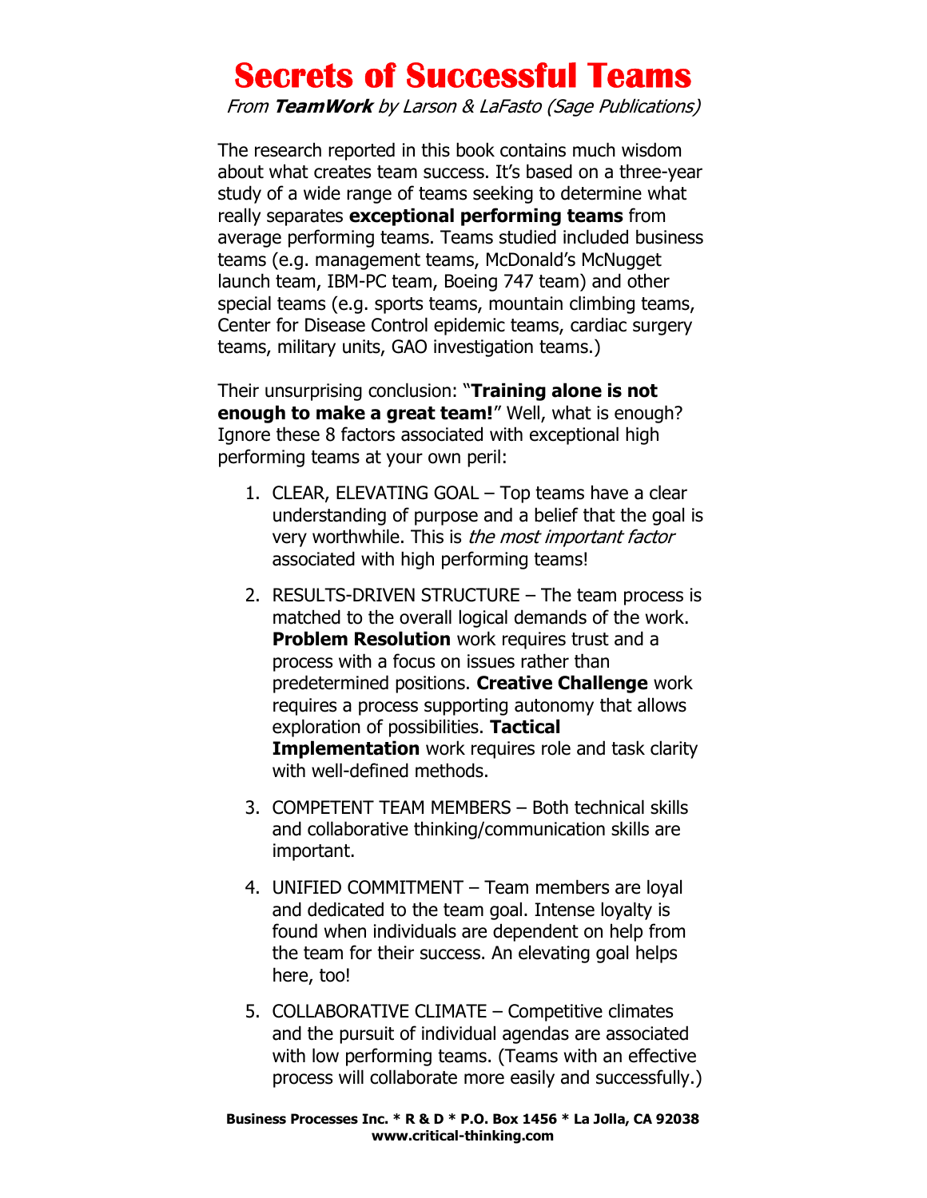# Secrets of Successful Teams

*From **TeamWork** by Larson & LaFasto (Sage Publications)*

The research reported in this book contains much wisdom about what creates team success. It's based on a three-year study of a wide range of teams seeking to determine what really separates **exceptional performing teams** from average performing teams. Teams studied included business teams (e.g. management teams, McDonald's McNugget launch team, IBM-PC team, Boeing 747 team) and other special teams (e.g. sports teams, mountain climbing teams, Center for Disease Control epidemic teams, cardiac surgery teams, military units, GAO investigation teams.)

Their unsurprising conclusion: "**Training alone is not enough to make a great team!**" Well, what is enough? Ignore these 8 factors associated with exceptional high performing teams at your own peril:

1. CLEAR, ELEVATING GOAL – Top teams have a clear understanding of purpose and a belief that the goal is very worthwhile. This is *the most important factor* associated with high performing teams!

2. RESULTS-DRIVEN STRUCTURE – The team process is matched to the overall logical demands of the work. **Problem Resolution** work requires trust and a process with a focus on issues rather than predetermined positions. **Creative Challenge** work requires a process supporting autonomy that allows exploration of possibilities. **Tactical Implementation** work requires role and task clarity with well-defined methods.

3. COMPETENT TEAM MEMBERS – Both technical skills and collaborative thinking/communication skills are important.

4. UNIFIED COMMITMENT – Team members are loyal and dedicated to the team goal. Intense loyalty is found when individuals are dependent on help from the team for their success. An elevating goal helps here, too!

5. COLLABORATIVE CLIMATE – Competitive climates and the pursuit of individual agendas are associated with low performing teams. (Teams with an effective process will collaborate more easily and successfully.)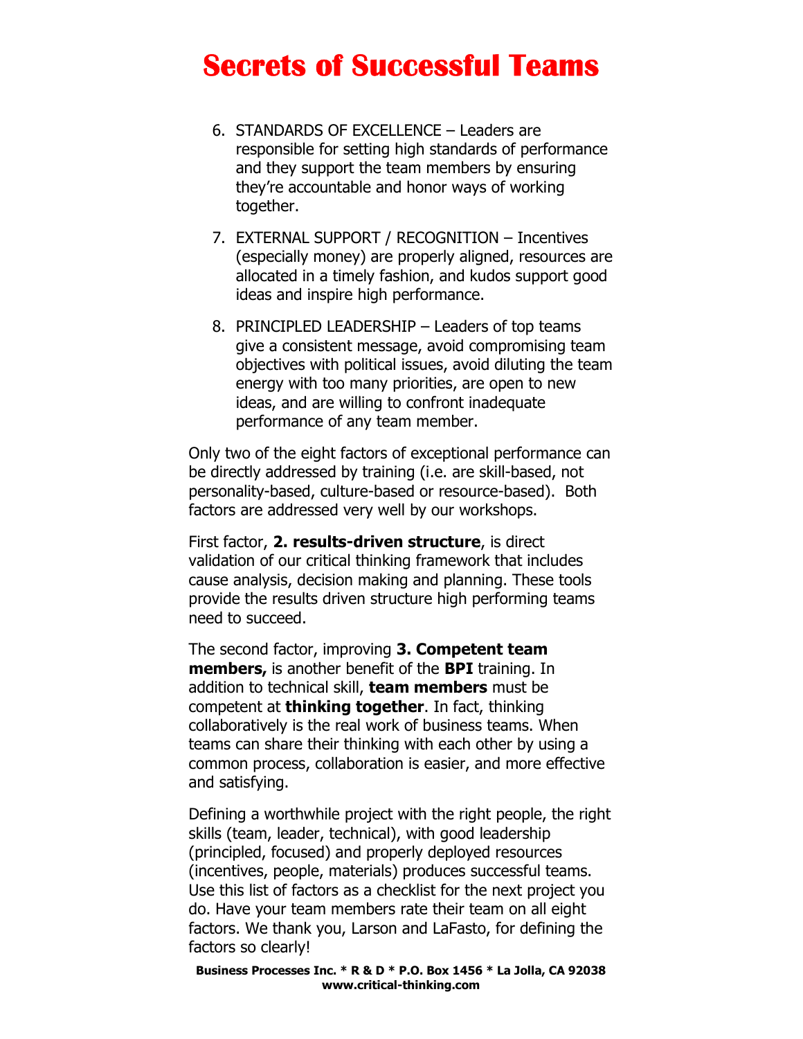# Secrets of Successful Teams

6. STANDARDS OF EXCELLENCE – Leaders are responsible for setting high standards of performance and they support the team members by ensuring they're accountable and honor ways of working together.

7. EXTERNAL SUPPORT / RECOGNITION – Incentives (especially money) are properly aligned, resources are allocated in a timely fashion, and kudos support good ideas and inspire high performance.

8. PRINCIPLED LEADERSHIP – Leaders of top teams give a consistent message, avoid compromising team objectives with political issues, avoid diluting the team energy with too many priorities, are open to new ideas, and are willing to confront inadequate performance of any team member.

Only two of the eight factors of exceptional performance can be directly addressed by training (i.e. are skill-based, not personality-based, culture-based or resource-based). Both factors are addressed very well by our workshops.

First factor, **2. results-driven structure**, is direct validation of our critical thinking framework that includes cause analysis, decision making and planning. These tools provide the results driven structure high performing teams need to succeed.

The second factor, improving **3. Competent team members,** is another benefit of the **BPI** training. In addition to technical skill, **team members** must be competent at **thinking together**. In fact, thinking collaboratively is the real work of business teams. When teams can share their thinking with each other by using a common process, collaboration is easier, and more effective and satisfying.

Defining a worthwhile project with the right people, the right skills (team, leader, technical), with good leadership (principled, focused) and properly deployed resources (incentives, people, materials) produces successful teams. Use this list of factors as a checklist for the next project you do. Have your team members rate their team on all eight factors. We thank you, Larson and LaFasto, for defining the factors so clearly!

**Business Processes Inc. * R & D * P.O. Box 1456 * La Jolla, CA 92038**
**www.critical-thinking.com**